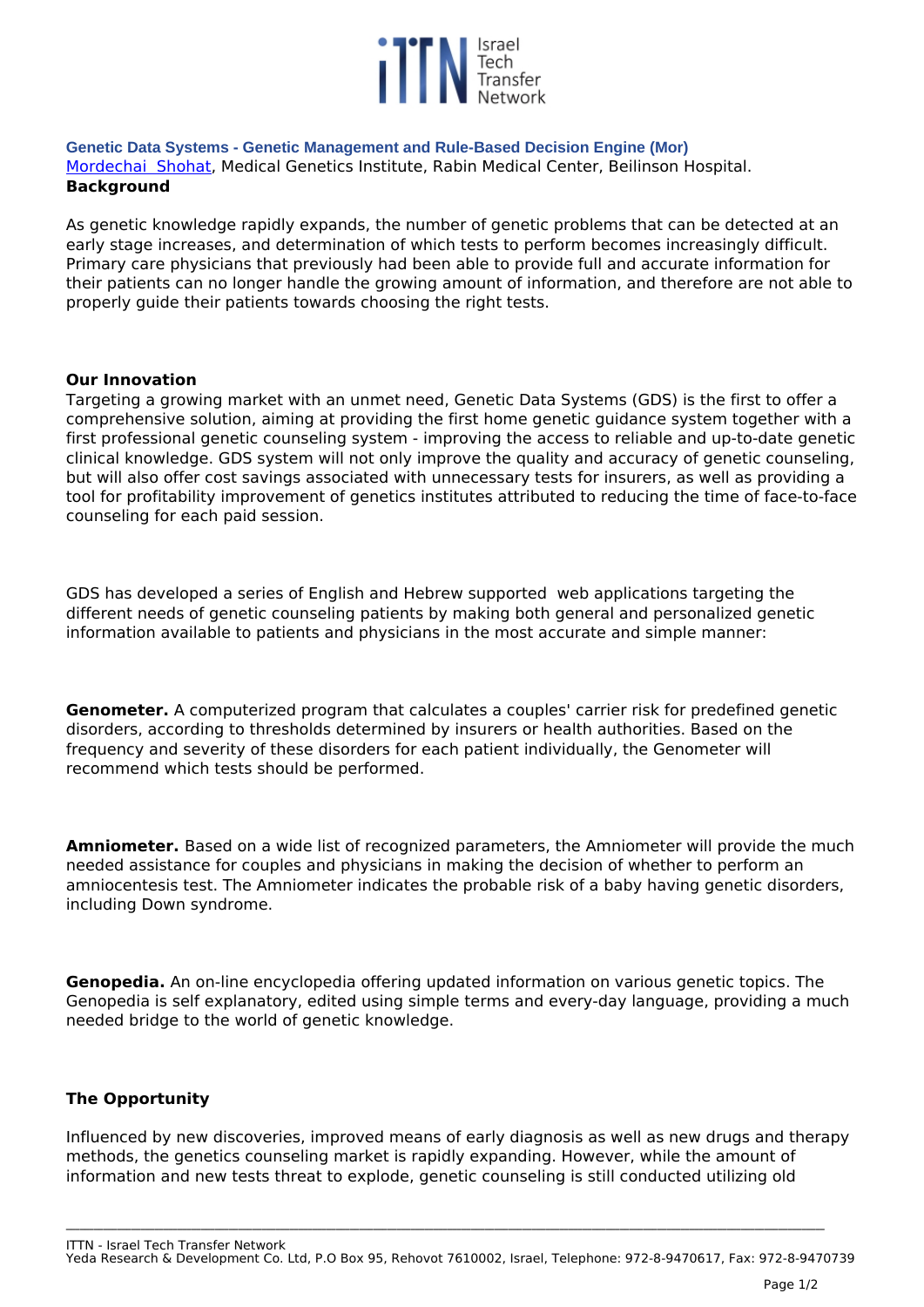**Genetic Data Systems - Genetic Management and Rule-Based Decision Engine (Mor)**

Mordechai Shohat, Medical Genetics Institute, Rabin Medical Center, Beilinson Hospital.

**Background**

As genetic knowledge rapidly expands, the number of genetic problems that can be detected at an early stage increases, and determination of which tests to perform becomes increasingly difficult. Primary care physicians that previously had been able to provide full and accurate information for their patients can no longer handle the growing amount of information, and therefore are not able to properly guide their patients towards choosing the right tests.

**Our Innovation**

Targeting a growing market with an unmet need, Genetic Data Systems (GDS) is the first to offer a comprehensive solution, aiming at providing the first home genetic guidance system together with a first professional genetic counseling system - improving the access to reliable and up-to-date genetic clinical knowledge. GDS system will not only improve the quality and accuracy of genetic counseling, but will also offer cost savings associated with unnecessary tests for insurers, as well as providing a tool for profitability improvement of genetics institutes attributed to reducing the time of face-to-face counseling for each paid session.

GDS has developed a series of English and Hebrew supported web applications targeting the different needs of genetic counseling patients by making both general and personalized genetic information available to patients and physicians in the most accurate and simple manner:

**Genometer.** A computerized program that calculates a couples' carrier risk for predefined genetic disorders, according to thresholds determined by insurers or health authorities. Based on the frequency and severity of these disorders for each patient individually, the Genometer will recommend which tests should be performed.

**Amniometer.** Based on a wide list of recognized parameters, the Amniometer will provide the much needed assistance for couples and physicians in making the decision of whether to perform an amniocentesis test. The Amniometer indicates the probable risk of a baby having genetic disorders, including Down syndrome.

**Genopedia.** An on-line encyclopedia offering updated information on various genetic topics. The Genopedia is self explanatory, edited using simple terms and every-day language, providing a much needed bridge to the world of genetic knowledge.

**The Opportunity**

Influenced by new discoveries, improved means of early diagnosis as well as new drugs and therapy methods, the genetics counseling market is rapidly expanding. However, while the amount of information and new tests threat to explode, genetic counseling is still conducted utilizing old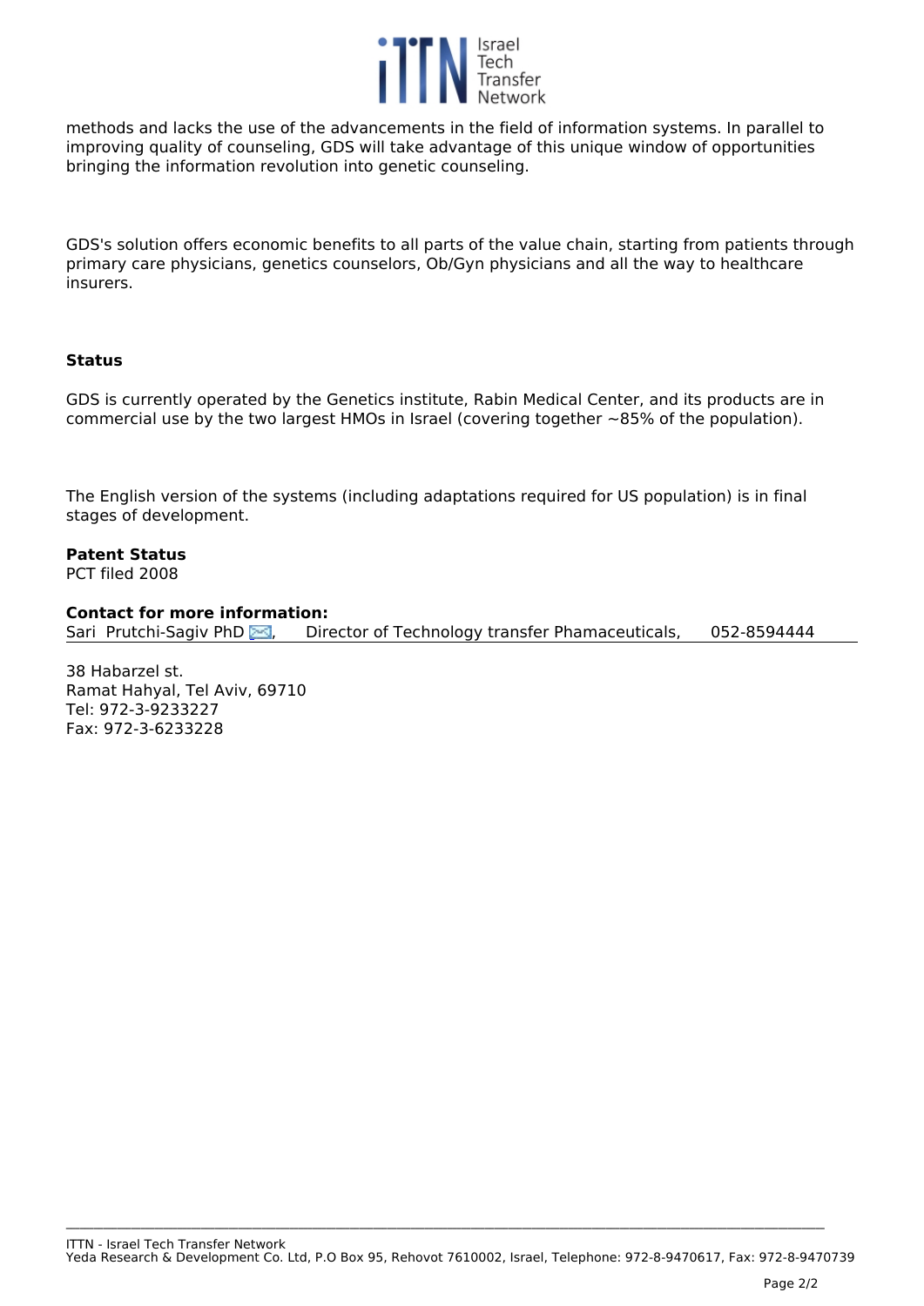methods and lacks the use of the advancements in the field of information systems. In parallel to improving quality of counseling, GDS will take advantage of this unique window of opportunities bringing the information revolution into genetic counseling.

GDS's solution offers economic benefits to all parts of the value chain, starting from patients through primary care physicians, genetics counselors, Ob/Gyn physicians and all the way to healthcare insurers.

**Status**

GDS is currently operated by the Genetics institute, Rabin Medical Center, and its products are in commercial use by the two largest HMOs in Israel (covering together ~85% of the population).

The English version of the systems (including adaptations required for US population) is in final stages of development.

**Patent Status**
PCT filed 2008

**Contact for more information:**
Sari Prutchi-Sagiv PhD, Director of Technology transfer Phamaceuticals, 052-8594444

38 Habarzel st.
Ramat Hahyal, Tel Aviv, 69710
Tel: 972-3-9233227
Fax: 972-3-6233228